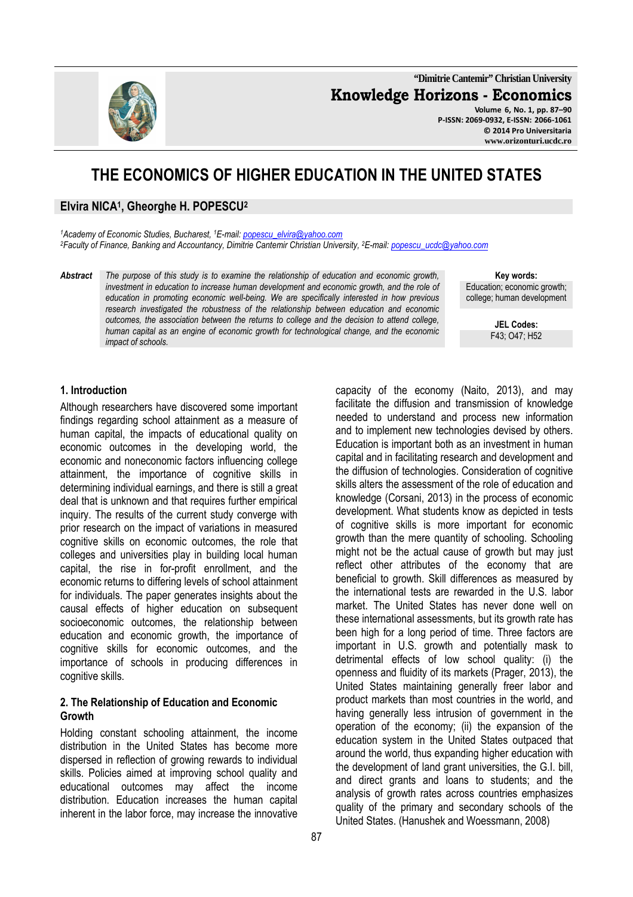# THE ECONOMICS OF HIGHER EDUCATION IN THE UNITED STATES

**Elvira NICA[1], Gheorghe H. POPESCU[2]**

*[1]Academy of Economic Studies, Bucharest, [1]E-mail: popescu_elvira@yahoo.com*
*[2]Faculty of Finance, Banking and Accountancy, Dimitrie Cantemir Christian University, [2]E-mail: popescu_ucdc@yahoo.com*

**Abstract** *The purpose of this study is to examine the relationship of education and economic growth, investment in education to increase human development and economic growth, and the role of education in promoting economic well-being. We are specifically interested in how previous research investigated the robustness of the relationship between education and economic outcomes, the association between the returns to college and the decision to attend college, human capital as an engine of economic growth for technological change, and the economic impact of schools.*

**Key words:**
Education; economic growth; college; human development

**JEL Codes:**
F43; O47; H52

## 1. Introduction

Although researchers have discovered some important findings regarding school attainment as a measure of human capital, the impacts of educational quality on economic outcomes in the developing world, the economic and noneconomic factors influencing college attainment, the importance of cognitive skills in determining individual earnings, and there is still a great deal that is unknown and that requires further empirical inquiry. The results of the current study converge with prior research on the impact of variations in measured cognitive skills on economic outcomes, the role that colleges and universities play in building local human capital, the rise in for-profit enrollment, and the economic returns to differing levels of school attainment for individuals. The paper generates insights about the causal effects of higher education on subsequent socioeconomic outcomes, the relationship between education and economic growth, the importance of cognitive skills for economic outcomes, and the importance of schools in producing differences in cognitive skills.

## 2. The Relationship of Education and Economic Growth

Holding constant schooling attainment, the income distribution in the United States has become more dispersed in reflection of growing rewards to individual skills. Policies aimed at improving school quality and educational outcomes may affect the income distribution. Education increases the human capital inherent in the labor force, may increase the innovative capacity of the economy (Naito, 2013), and may facilitate the diffusion and transmission of knowledge needed to understand and process new information and to implement new technologies devised by others. Education is important both as an investment in human capital and in facilitating research and development and the diffusion of technologies. Consideration of cognitive skills alters the assessment of the role of education and knowledge (Corsani, 2013) in the process of economic development. What students know as depicted in tests of cognitive skills is more important for economic growth than the mere quantity of schooling. Schooling might not be the actual cause of growth but may just reflect other attributes of the economy that are beneficial to growth. Skill differences as measured by the international tests are rewarded in the U.S. labor market. The United States has never done well on these international assessments, but its growth rate has been high for a long period of time. Three factors are important in U.S. growth and potentially mask to detrimental effects of low school quality: (i) the openness and fluidity of its markets (Prager, 2013), the United States maintaining generally freer labor and product markets than most countries in the world, and having generally less intrusion of government in the operation of the economy; (ii) the expansion of the education system in the United States outpaced that around the world, thus expanding higher education with the development of land grant universities, the G.I. bill, and direct grants and loans to students; and the analysis of growth rates across countries emphasizes quality of the primary and secondary schools of the United States. (Hanushek and Woessmann, 2008)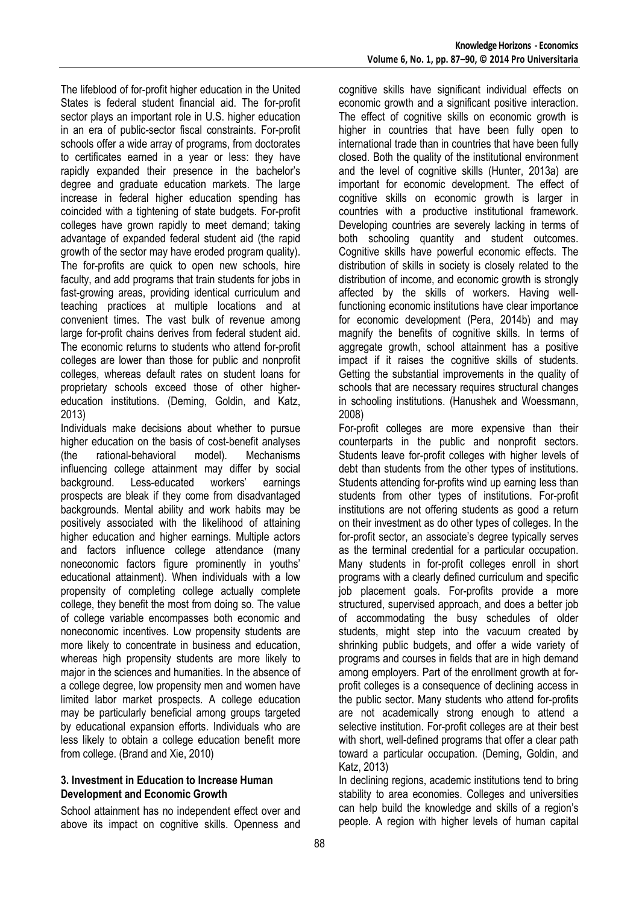The lifeblood of for-profit higher education in the United States is federal student financial aid. The for-profit sector plays an important role in U.S. higher education in an era of public-sector fiscal constraints. For-profit schools offer a wide array of programs, from doctorates to certificates earned in a year or less: they have rapidly expanded their presence in the bachelor's degree and graduate education markets. The large increase in federal higher education spending has coincided with a tightening of state budgets. For-profit colleges have grown rapidly to meet demand; taking advantage of expanded federal student aid (the rapid growth of the sector may have eroded program quality). The for-profits are quick to open new schools, hire faculty, and add programs that train students for jobs in fast-growing areas, providing identical curriculum and teaching practices at multiple locations and at convenient times. The vast bulk of revenue among large for-profit chains derives from federal student aid. The economic returns to students who attend for-profit colleges are lower than those for public and nonprofit colleges, whereas default rates on student loans for proprietary schools exceed those of other higher-education institutions. (Deming, Goldin, and Katz, 2013)

Individuals make decisions about whether to pursue higher education on the basis of cost-benefit analyses (the rational-behavioral model). Mechanisms influencing college attainment may differ by social background. Less-educated workers' earnings prospects are bleak if they come from disadvantaged backgrounds. Mental ability and work habits may be positively associated with the likelihood of attaining higher education and higher earnings. Multiple actors and factors influence college attendance (many noneconomic factors figure prominently in youths' educational attainment). When individuals with a low propensity of completing college actually complete college, they benefit the most from doing so. The value of college variable encompasses both economic and noneconomic incentives. Low propensity students are more likely to concentrate in business and education, whereas high propensity students are more likely to major in the sciences and humanities. In the absence of a college degree, low propensity men and women have limited labor market prospects. A college education may be particularly beneficial among groups targeted by educational expansion efforts. Individuals who are less likely to obtain a college education benefit more from college. (Brand and Xie, 2010)

### 3. Investment in Education to Increase Human Development and Economic Growth

School attainment has no independent effect over and above its impact on cognitive skills. Openness and cognitive skills have significant individual effects on economic growth and a significant positive interaction. The effect of cognitive skills on economic growth is higher in countries that have been fully open to international trade than in countries that have been fully closed. Both the quality of the institutional environment and the level of cognitive skills (Hunter, 2013a) are important for economic development. The effect of cognitive skills on economic growth is larger in countries with a productive institutional framework. Developing countries are severely lacking in terms of both schooling quantity and student outcomes. Cognitive skills have powerful economic effects. The distribution of skills in society is closely related to the distribution of income, and economic growth is strongly affected by the skills of workers. Having well-functioning economic institutions have clear importance for economic development (Pera, 2014b) and may magnify the benefits of cognitive skills. In terms of aggregate growth, school attainment has a positive impact if it raises the cognitive skills of students. Getting the substantial improvements in the quality of schools that are necessary requires structural changes in schooling institutions. (Hanushek and Woessmann, 2008)

For-profit colleges are more expensive than their counterparts in the public and nonprofit sectors. Students leave for-profit colleges with higher levels of debt than students from the other types of institutions. Students attending for-profits wind up earning less than students from other types of institutions. For-profit institutions are not offering students as good a return on their investment as do other types of colleges. In the for-profit sector, an associate's degree typically serves as the terminal credential for a particular occupation. Many students in for-profit colleges enroll in short programs with a clearly defined curriculum and specific job placement goals. For-profits provide a more structured, supervised approach, and does a better job of accommodating the busy schedules of older students, might step into the vacuum created by shrinking public budgets, and offer a wide variety of programs and courses in fields that are in high demand among employers. Part of the enrollment growth at for-profit colleges is a consequence of declining access in the public sector. Many students who attend for-profits are not academically strong enough to attend a selective institution. For-profit colleges are at their best with short, well-defined programs that offer a clear path toward a particular occupation. (Deming, Goldin, and Katz, 2013)

In declining regions, academic institutions tend to bring stability to area economies. Colleges and universities can help build the knowledge and skills of a region's people. A region with higher levels of human capital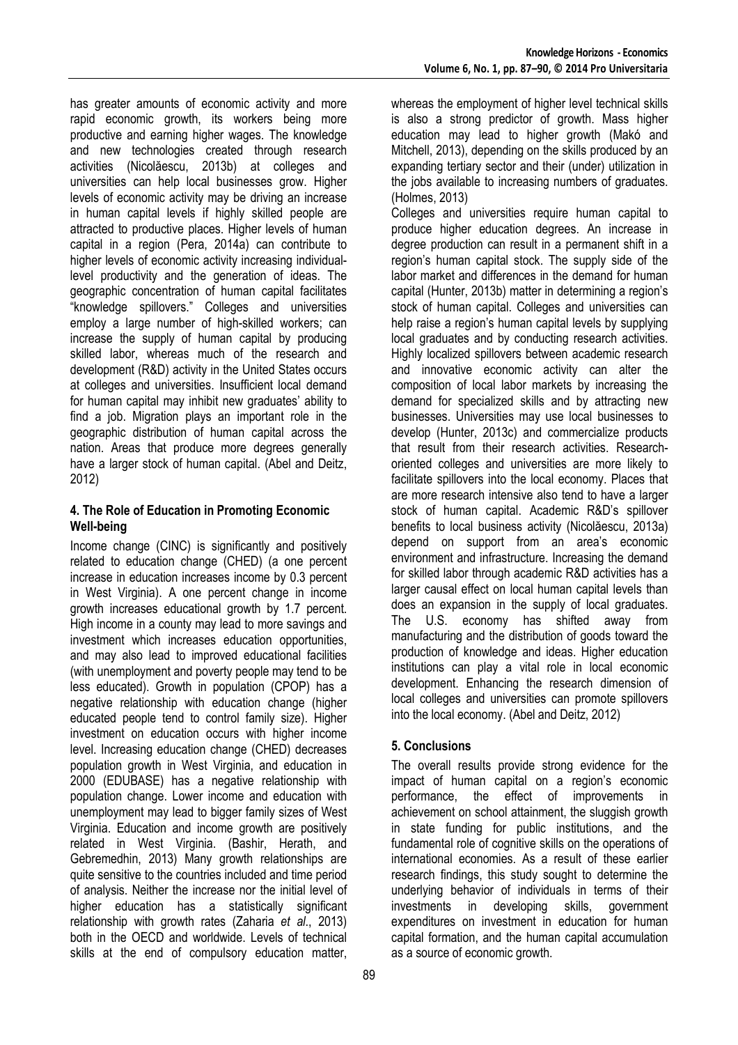has greater amounts of economic activity and more rapid economic growth, its workers being more productive and earning higher wages. The knowledge and new technologies created through research activities (Nicolăescu, 2013b) at colleges and universities can help local businesses grow. Higher levels of economic activity may be driving an increase in human capital levels if highly skilled people are attracted to productive places. Higher levels of human capital in a region (Pera, 2014a) can contribute to higher levels of economic activity increasing individual-level productivity and the generation of ideas. The geographic concentration of human capital facilitates "knowledge spillovers." Colleges and universities employ a large number of high-skilled workers; can increase the supply of human capital by producing skilled labor, whereas much of the research and development (R&D) activity in the United States occurs at colleges and universities. Insufficient local demand for human capital may inhibit new graduates' ability to find a job. Migration plays an important role in the geographic distribution of human capital across the nation. Areas that produce more degrees generally have a larger stock of human capital. (Abel and Deitz, 2012)

## 4. The Role of Education in Promoting Economic Well-being

Income change (CINC) is significantly and positively related to education change (CHED) (a one percent increase in education increases income by 0.3 percent in West Virginia). A one percent change in income growth increases educational growth by 1.7 percent. High income in a county may lead to more savings and investment which increases education opportunities, and may also lead to improved educational facilities (with unemployment and poverty people may tend to be less educated). Growth in population (CPOP) has a negative relationship with education change (higher educated people tend to control family size). Higher investment on education occurs with higher income level. Increasing education change (CHED) decreases population growth in West Virginia, and education in 2000 (EDUBASE) has a negative relationship with population change. Lower income and education with unemployment may lead to bigger family sizes of West Virginia. Education and income growth are positively related in West Virginia. (Bashir, Herath, and Gebremedhin, 2013) Many growth relationships are quite sensitive to the countries included and time period of analysis. Neither the increase nor the initial level of higher education has a statistically significant relationship with growth rates (Zaharia *et al*., 2013) both in the OECD and worldwide. Levels of technical skills at the end of compulsory education matter, whereas the employment of higher level technical skills is also a strong predictor of growth. Mass higher education may lead to higher growth (Makó and Mitchell, 2013), depending on the skills produced by an expanding tertiary sector and their (under) utilization in the jobs available to increasing numbers of graduates. (Holmes, 2013)

Colleges and universities require human capital to produce higher education degrees. An increase in degree production can result in a permanent shift in a region's human capital stock. The supply side of the labor market and differences in the demand for human capital (Hunter, 2013b) matter in determining a region's stock of human capital. Colleges and universities can help raise a region's human capital levels by supplying local graduates and by conducting research activities. Highly localized spillovers between academic research and innovative economic activity can alter the composition of local labor markets by increasing the demand for specialized skills and by attracting new businesses. Universities may use local businesses to develop (Hunter, 2013c) and commercialize products that result from their research activities. Research-oriented colleges and universities are more likely to facilitate spillovers into the local economy. Places that are more research intensive also tend to have a larger stock of human capital. Academic R&D's spillover benefits to local business activity (Nicolăescu, 2013a) depend on support from an area's economic environment and infrastructure. Increasing the demand for skilled labor through academic R&D activities has a larger causal effect on local human capital levels than does an expansion in the supply of local graduates. The U.S. economy has shifted away from manufacturing and the distribution of goods toward the production of knowledge and ideas. Higher education institutions can play a vital role in local economic development. Enhancing the research dimension of local colleges and universities can promote spillovers into the local economy. (Abel and Deitz, 2012)

## 5. Conclusions

The overall results provide strong evidence for the impact of human capital on a region's economic performance, the effect of improvements in achievement on school attainment, the sluggish growth in state funding for public institutions, and the fundamental role of cognitive skills on the operations of international economies. As a result of these earlier research findings, this study sought to determine the underlying behavior of individuals in terms of their investments in developing skills, government expenditures on investment in education for human capital formation, and the human capital accumulation as a source of economic growth.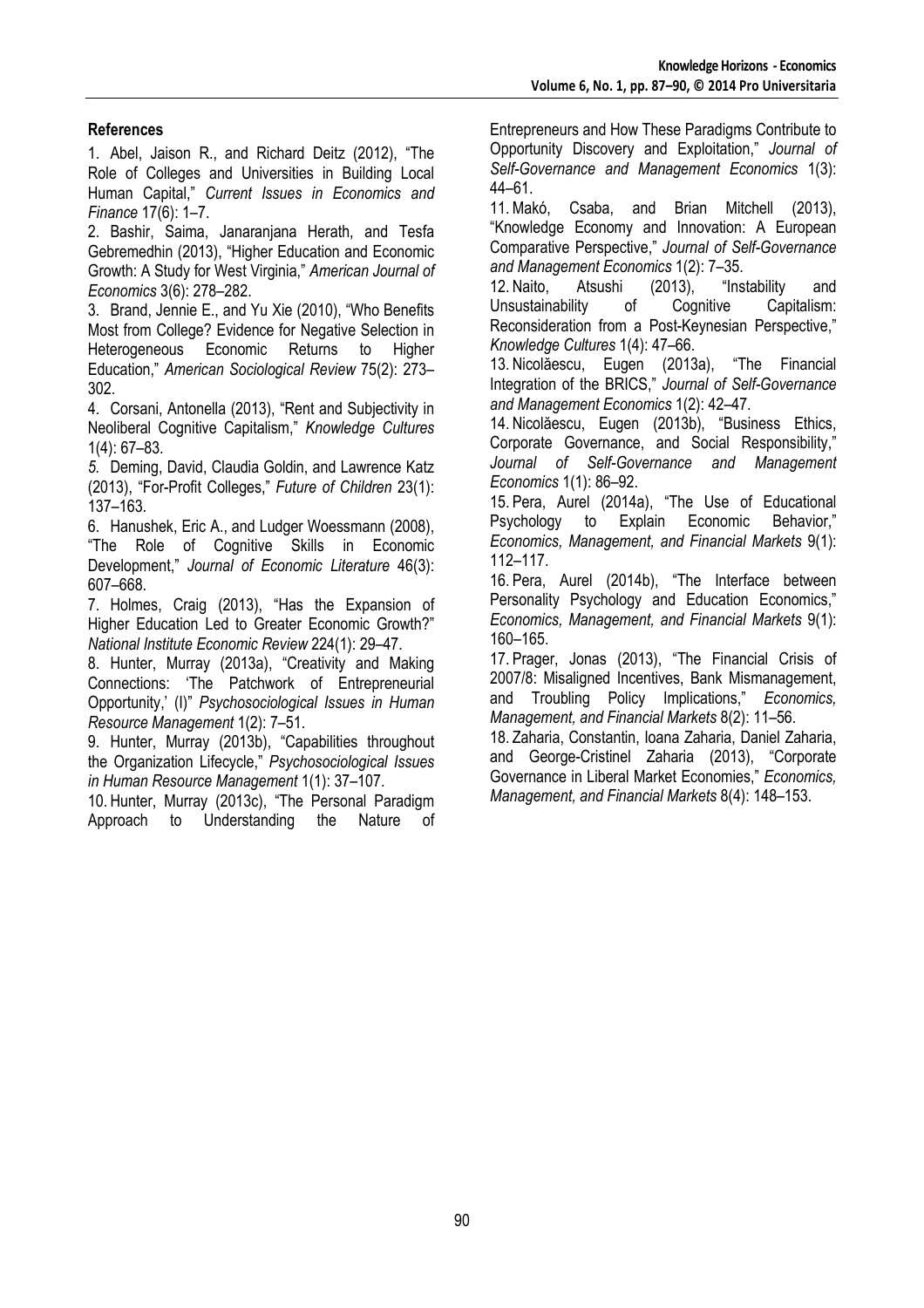## References

1. Abel, Jaison R., and Richard Deitz (2012), “The Role of Colleges and Universities in Building Local Human Capital,” *Current Issues in Economics and Finance* 17(6): 1–7.
2. Bashir, Saima, Janaranjana Herath, and Tesfa Gebremedhin (2013), “Higher Education and Economic Growth: A Study for West Virginia,” *American Journal of Economics* 3(6): 278–282.
3. Brand, Jennie E., and Yu Xie (2010), “Who Benefits Most from College? Evidence for Negative Selection in Heterogeneous Economic Returns to Higher Education,” *American Sociological Review* 75(2): 273–302.
4. Corsani, Antonella (2013), “Rent and Subjectivity in Neoliberal Cognitive Capitalism,” *Knowledge Cultures* 1(4): 67–83.
5. Deming, David, Claudia Goldin, and Lawrence Katz (2013), “For-Profit Colleges,” *Future of Children* 23(1): 137–163.
6. Hanushek, Eric A., and Ludger Woessmann (2008), “The Role of Cognitive Skills in Economic Development,” *Journal of Economic Literature* 46(3): 607–668.
7. Holmes, Craig (2013), “Has the Expansion of Higher Education Led to Greater Economic Growth?” *National Institute Economic Review* 224(1): 29–47.
8. Hunter, Murray (2013a), “Creativity and Making Connections: ‘The Patchwork of Entrepreneurial Opportunity,’ (I)” *Psychosociological Issues in Human Resource Management* 1(2): 7–51.
9. Hunter, Murray (2013b), “Capabilities throughout the Organization Lifecycle,” *Psychosociological Issues in Human Resource Management* 1(1): 37–107.
10. Hunter, Murray (2013c), “The Personal Paradigm Approach to Understanding the Nature of Entrepreneurs and How These Paradigms Contribute to Opportunity Discovery and Exploitation,” *Journal of Self-Governance and Management Economics* 1(3): 44–61.
11. Makó, Csaba, and Brian Mitchell (2013), “Knowledge Economy and Innovation: A European Comparative Perspective,” *Journal of Self-Governance and Management Economics* 1(2): 7–35.
12. Naito, Atsushi (2013), “Instability and Unsustainability of Cognitive Capitalism: Reconsideration from a Post-Keynesian Perspective,” *Knowledge Cultures* 1(4): 47–66.
13. Nicolăescu, Eugen (2013a), “The Financial Integration of the BRICS,” *Journal of Self-Governance and Management Economics* 1(2): 42–47.
14. Nicolăescu, Eugen (2013b), “Business Ethics, Corporate Governance, and Social Responsibility,” *Journal of Self-Governance and Management Economics* 1(1): 86–92.
15. Pera, Aurel (2014a), “The Use of Educational Psychology to Explain Economic Behavior,” *Economics, Management, and Financial Markets* 9(1): 112–117.
16. Pera, Aurel (2014b), “The Interface between Personality Psychology and Education Economics,” *Economics, Management, and Financial Markets* 9(1): 160–165.
17. Prager, Jonas (2013), “The Financial Crisis of 2007/8: Misaligned Incentives, Bank Mismanagement, and Troubling Policy Implications,” *Economics, Management, and Financial Markets* 8(2): 11–56.
18. Zaharia, Constantin, Ioana Zaharia, Daniel Zaharia, and George-Cristinel Zaharia (2013), “Corporate Governance in Liberal Market Economies,” *Economics, Management, and Financial Markets* 8(4): 148–153.